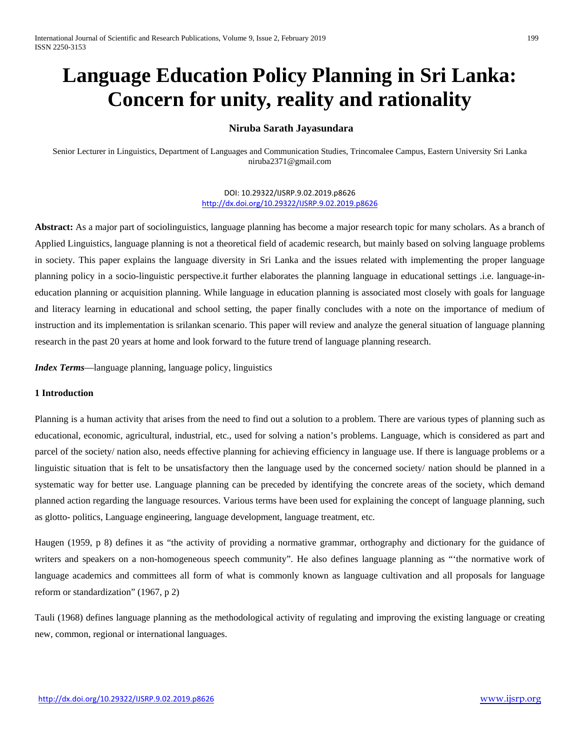# Language Education Policy Planning in Sri Lanka: Concern for unity, reality and rationality

**Niruba Sarath Jayasundara**

Senior Lecturer in Linguistics, Department of Languages and Communication Studies, Trincomalee Campus, Eastern University Sri Lanka
niruba2371@gmail.com

DOI: 10.29322/IJSRP.9.02.2019.p8626
http://dx.doi.org/10.29322/IJSRP.9.02.2019.p8626

**Abstract:** As a major part of sociolinguistics, language planning has become a major research topic for many scholars. As a branch of Applied Linguistics, language planning is not a theoretical field of academic research, but mainly based on solving language problems in society. This paper explains the language diversity in Sri Lanka and the issues related with implementing the proper language planning policy in a socio-linguistic perspective.it further elaborates the planning language in educational settings .i.e. language-in-education planning or acquisition planning. While language in education planning is associated most closely with goals for language and literacy learning in educational and school setting, the paper finally concludes with a note on the importance of medium of instruction and its implementation is srilankan scenario. This paper will review and analyze the general situation of language planning research in the past 20 years at home and look forward to the future trend of language planning research.

***Index Terms***—language planning, language policy, linguistics

**1 Introduction**

Planning is a human activity that arises from the need to find out a solution to a problem. There are various types of planning such as educational, economic, agricultural, industrial, etc., used for solving a nation's problems. Language, which is considered as part and parcel of the society/ nation also, needs effective planning for achieving efficiency in language use. If there is language problems or a linguistic situation that is felt to be unsatisfactory then the language used by the concerned society/ nation should be planned in a systematic way for better use. Language planning can be preceded by identifying the concrete areas of the society, which demand planned action regarding the language resources. Various terms have been used for explaining the concept of language planning, such as glotto- politics, Language engineering, language development, language treatment, etc.

Haugen (1959, p 8) defines it as "the activity of providing a normative grammar, orthography and dictionary for the guidance of writers and speakers on a non-homogeneous speech community". He also defines language planning as "'the normative work of language academics and committees all form of what is commonly known as language cultivation and all proposals for language reform or standardization" (1967, p 2)

Tauli (1968) defines language planning as the methodological activity of regulating and improving the existing language or creating new, common, regional or international languages.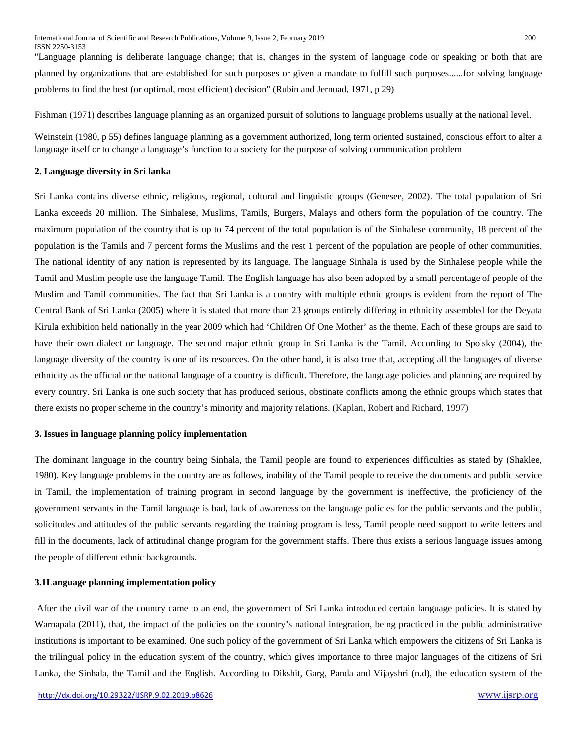"Language planning is deliberate language change; that is, changes in the system of language code or speaking or both that are planned by organizations that are established for such purposes or given a mandate to fulfill such purposes......for solving language problems to find the best (or optimal, most efficient) decision" (Rubin and Jernuad, 1971, p 29)

Fishman (1971) describes language planning as an organized pursuit of solutions to language problems usually at the national level.

Weinstein (1980, p 55) defines language planning as a government authorized, long term oriented sustained, conscious effort to alter a language itself or to change a language's function to a society for the purpose of solving communication problem

## 2. Language diversity in Sri lanka

Sri Lanka contains diverse ethnic, religious, regional, cultural and linguistic groups (Genesee, 2002). The total population of Sri Lanka exceeds 20 million. The Sinhalese, Muslims, Tamils, Burgers, Malays and others form the population of the country. The maximum population of the country that is up to 74 percent of the total population is of the Sinhalese community, 18 percent of the population is the Tamils and 7 percent forms the Muslims and the rest 1 percent of the population are people of other communities. The national identity of any nation is represented by its language. The language Sinhala is used by the Sinhalese people while the Tamil and Muslim people use the language Tamil. The English language has also been adopted by a small percentage of people of the Muslim and Tamil communities. The fact that Sri Lanka is a country with multiple ethnic groups is evident from the report of The Central Bank of Sri Lanka (2005) where it is stated that more than 23 groups entirely differing in ethnicity assembled for the Deyata Kirula exhibition held nationally in the year 2009 which had 'Children Of One Mother' as the theme. Each of these groups are said to have their own dialect or language. The second major ethnic group in Sri Lanka is the Tamil. According to Spolsky (2004), the language diversity of the country is one of its resources. On the other hand, it is also true that, accepting all the languages of diverse ethnicity as the official or the national language of a country is difficult. Therefore, the language policies and planning are required by every country. Sri Lanka is one such society that has produced serious, obstinate conflicts among the ethnic groups which states that there exists no proper scheme in the country's minority and majority relations. (Kaplan, Robert and Richard, 1997)

## 3. Issues in language planning policy implementation

The dominant language in the country being Sinhala, the Tamil people are found to experiences difficulties as stated by (Shaklee, 1980). Key language problems in the country are as follows, inability of the Tamil people to receive the documents and public service in Tamil, the implementation of training program in second language by the government is ineffective, the proficiency of the government servants in the Tamil language is bad, lack of awareness on the language policies for the public servants and the public, solicitudes and attitudes of the public servants regarding the training program is less, Tamil people need support to write letters and fill in the documents, lack of attitudinal change program for the government staffs. There thus exists a serious language issues among the people of different ethnic backgrounds.

### 3.1Language planning implementation policy

After the civil war of the country came to an end, the government of Sri Lanka introduced certain language policies. It is stated by Warnapala (2011), that, the impact of the policies on the country's national integration, being practiced in the public administrative institutions is important to be examined. One such policy of the government of Sri Lanka which empowers the citizens of Sri Lanka is the trilingual policy in the education system of the country, which gives importance to three major languages of the citizens of Sri Lanka, the Sinhala, the Tamil and the English. According to Dikshit, Garg, Panda and Vijayshri (n.d), the education system of the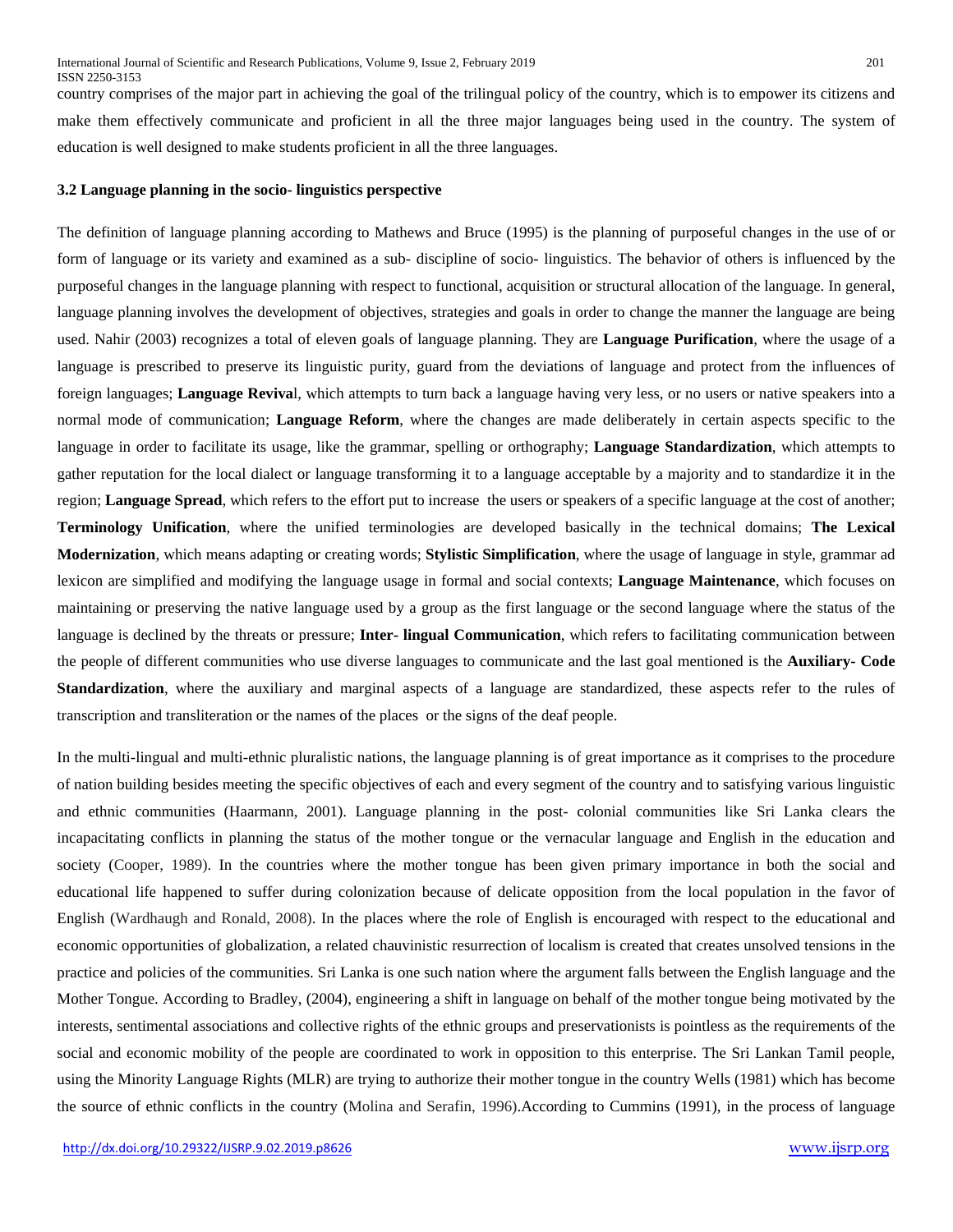country comprises of the major part in achieving the goal of the trilingual policy of the country, which is to empower its citizens and make them effectively communicate and proficient in all the three major languages being used in the country. The system of education is well designed to make students proficient in all the three languages.

### 3.2 Language planning in the socio- linguistics perspective

The definition of language planning according to Mathews and Bruce (1995) is the planning of purposeful changes in the use of or form of language or its variety and examined as a sub- discipline of socio- linguistics. The behavior of others is influenced by the purposeful changes in the language planning with respect to functional, acquisition or structural allocation of the language. In general, language planning involves the development of objectives, strategies and goals in order to change the manner the language are being used. Nahir (2003) recognizes a total of eleven goals of language planning. They are **Language Purification**, where the usage of a language is prescribed to preserve its linguistic purity, guard from the deviations of language and protect from the influences of foreign languages; **Language Revival**, which attempts to turn back a language having very less, or no users or native speakers into a normal mode of communication; **Language Reform**, where the changes are made deliberately in certain aspects specific to the language in order to facilitate its usage, like the grammar, spelling or orthography; **Language Standardization**, which attempts to gather reputation for the local dialect or language transforming it to a language acceptable by a majority and to standardize it in the region; **Language Spread**, which refers to the effort put to increase the users or speakers of a specific language at the cost of another; **Terminology Unification**, where the unified terminologies are developed basically in the technical domains; **The Lexical Modernization**, which means adapting or creating words; **Stylistic Simplification**, where the usage of language in style, grammar ad lexicon are simplified and modifying the language usage in formal and social contexts; **Language Maintenance**, which focuses on maintaining or preserving the native language used by a group as the first language or the second language where the status of the language is declined by the threats or pressure; **Inter- lingual Communication**, which refers to facilitating communication between the people of different communities who use diverse languages to communicate and the last goal mentioned is the **Auxiliary- Code Standardization**, where the auxiliary and marginal aspects of a language are standardized, these aspects refer to the rules of transcription and transliteration or the names of the places or the signs of the deaf people.

In the multi-lingual and multi-ethnic pluralistic nations, the language planning is of great importance as it comprises to the procedure of nation building besides meeting the specific objectives of each and every segment of the country and to satisfying various linguistic and ethnic communities (Haarmann, 2001). Language planning in the post- colonial communities like Sri Lanka clears the incapacitating conflicts in planning the status of the mother tongue or the vernacular language and English in the education and society (Cooper, 1989). In the countries where the mother tongue has been given primary importance in both the social and educational life happened to suffer during colonization because of delicate opposition from the local population in the favor of English (Wardhaugh and Ronald, 2008). In the places where the role of English is encouraged with respect to the educational and economic opportunities of globalization, a related chauvinistic resurrection of localism is created that creates unsolved tensions in the practice and policies of the communities. Sri Lanka is one such nation where the argument falls between the English language and the Mother Tongue. According to Bradley, (2004), engineering a shift in language on behalf of the mother tongue being motivated by the interests, sentimental associations and collective rights of the ethnic groups and preservationists is pointless as the requirements of the social and economic mobility of the people are coordinated to work in opposition to this enterprise. The Sri Lankan Tamil people, using the Minority Language Rights (MLR) are trying to authorize their mother tongue in the country Wells (1981) which has become the source of ethnic conflicts in the country (Molina and Serafin, 1996).According to Cummins (1991), in the process of language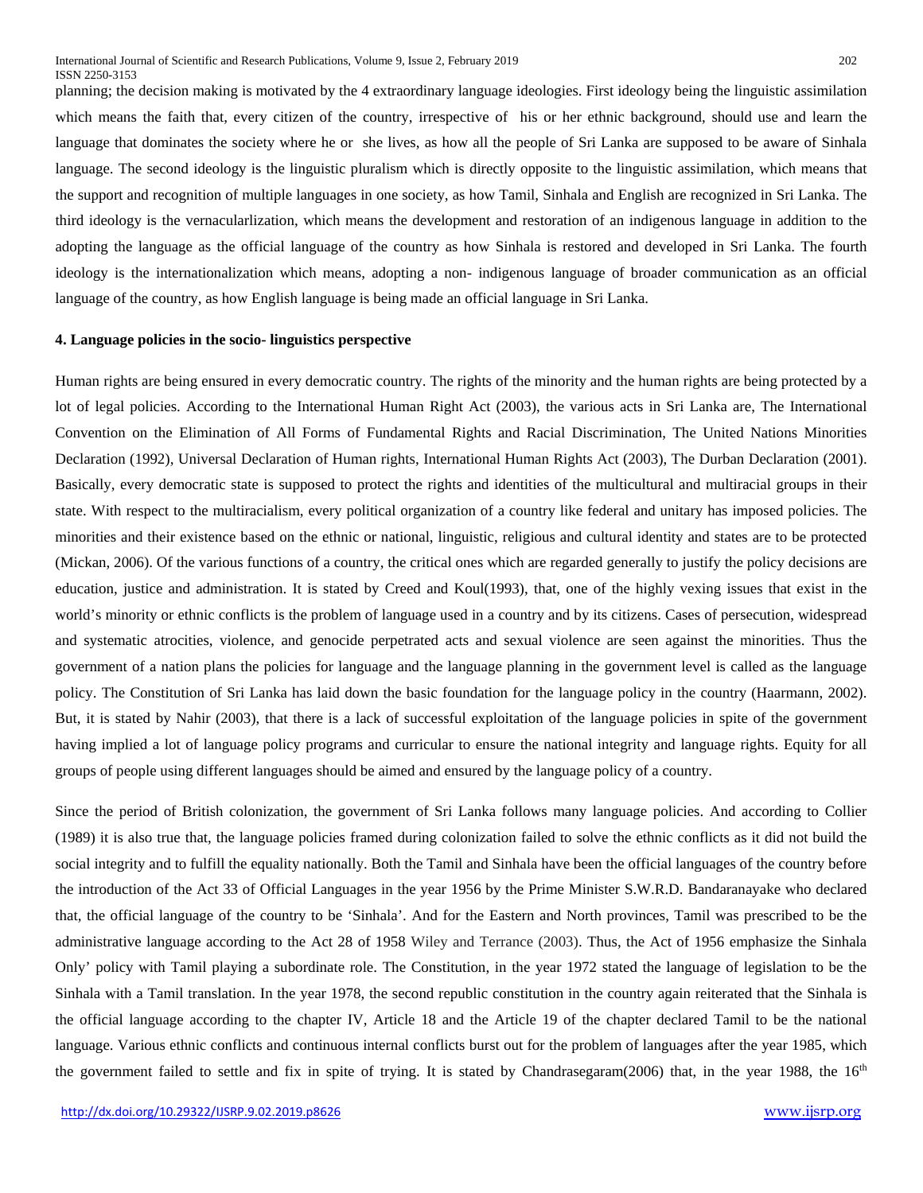planning; the decision making is motivated by the 4 extraordinary language ideologies. First ideology being the linguistic assimilation which means the faith that, every citizen of the country, irrespective of his or her ethnic background, should use and learn the language that dominates the society where he or she lives, as how all the people of Sri Lanka are supposed to be aware of Sinhala language. The second ideology is the linguistic pluralism which is directly opposite to the linguistic assimilation, which means that the support and recognition of multiple languages in one society, as how Tamil, Sinhala and English are recognized in Sri Lanka. The third ideology is the vernacularlization, which means the development and restoration of an indigenous language in addition to the adopting the language as the official language of the country as how Sinhala is restored and developed in Sri Lanka. The fourth ideology is the internationalization which means, adopting a non- indigenous language of broader communication as an official language of the country, as how English language is being made an official language in Sri Lanka.

#### 4. Language policies in the socio- linguistics perspective

Human rights are being ensured in every democratic country. The rights of the minority and the human rights are being protected by a lot of legal policies. According to the International Human Right Act (2003), the various acts in Sri Lanka are, The International Convention on the Elimination of All Forms of Fundamental Rights and Racial Discrimination, The United Nations Minorities Declaration (1992), Universal Declaration of Human rights, International Human Rights Act (2003), The Durban Declaration (2001). Basically, every democratic state is supposed to protect the rights and identities of the multicultural and multiracial groups in their state. With respect to the multiracialism, every political organization of a country like federal and unitary has imposed policies. The minorities and their existence based on the ethnic or national, linguistic, religious and cultural identity and states are to be protected (Mickan, 2006). Of the various functions of a country, the critical ones which are regarded generally to justify the policy decisions are education, justice and administration. It is stated by Creed and Koul(1993), that, one of the highly vexing issues that exist in the world's minority or ethnic conflicts is the problem of language used in a country and by its citizens. Cases of persecution, widespread and systematic atrocities, violence, and genocide perpetrated acts and sexual violence are seen against the minorities. Thus the government of a nation plans the policies for language and the language planning in the government level is called as the language policy. The Constitution of Sri Lanka has laid down the basic foundation for the language policy in the country (Haarmann, 2002). But, it is stated by Nahir (2003), that there is a lack of successful exploitation of the language policies in spite of the government having implied a lot of language policy programs and curricular to ensure the national integrity and language rights. Equity for all groups of people using different languages should be aimed and ensured by the language policy of a country.

Since the period of British colonization, the government of Sri Lanka follows many language policies. And according to Collier (1989) it is also true that, the language policies framed during colonization failed to solve the ethnic conflicts as it did not build the social integrity and to fulfill the equality nationally. Both the Tamil and Sinhala have been the official languages of the country before the introduction of the Act 33 of Official Languages in the year 1956 by the Prime Minister S.W.R.D. Bandaranayake who declared that, the official language of the country to be 'Sinhala'. And for the Eastern and North provinces, Tamil was prescribed to be the administrative language according to the Act 28 of 1958 Wiley and Terrance (2003). Thus, the Act of 1956 emphasize the Sinhala Only' policy with Tamil playing a subordinate role. The Constitution, in the year 1972 stated the language of legislation to be the Sinhala with a Tamil translation. In the year 1978, the second republic constitution in the country again reiterated that the Sinhala is the official language according to the chapter IV, Article 18 and the Article 19 of the chapter declared Tamil to be the national language. Various ethnic conflicts and continuous internal conflicts burst out for the problem of languages after the year 1985, which the government failed to settle and fix in spite of trying. It is stated by Chandrasegaram(2006) that, in the year 1988, the 16th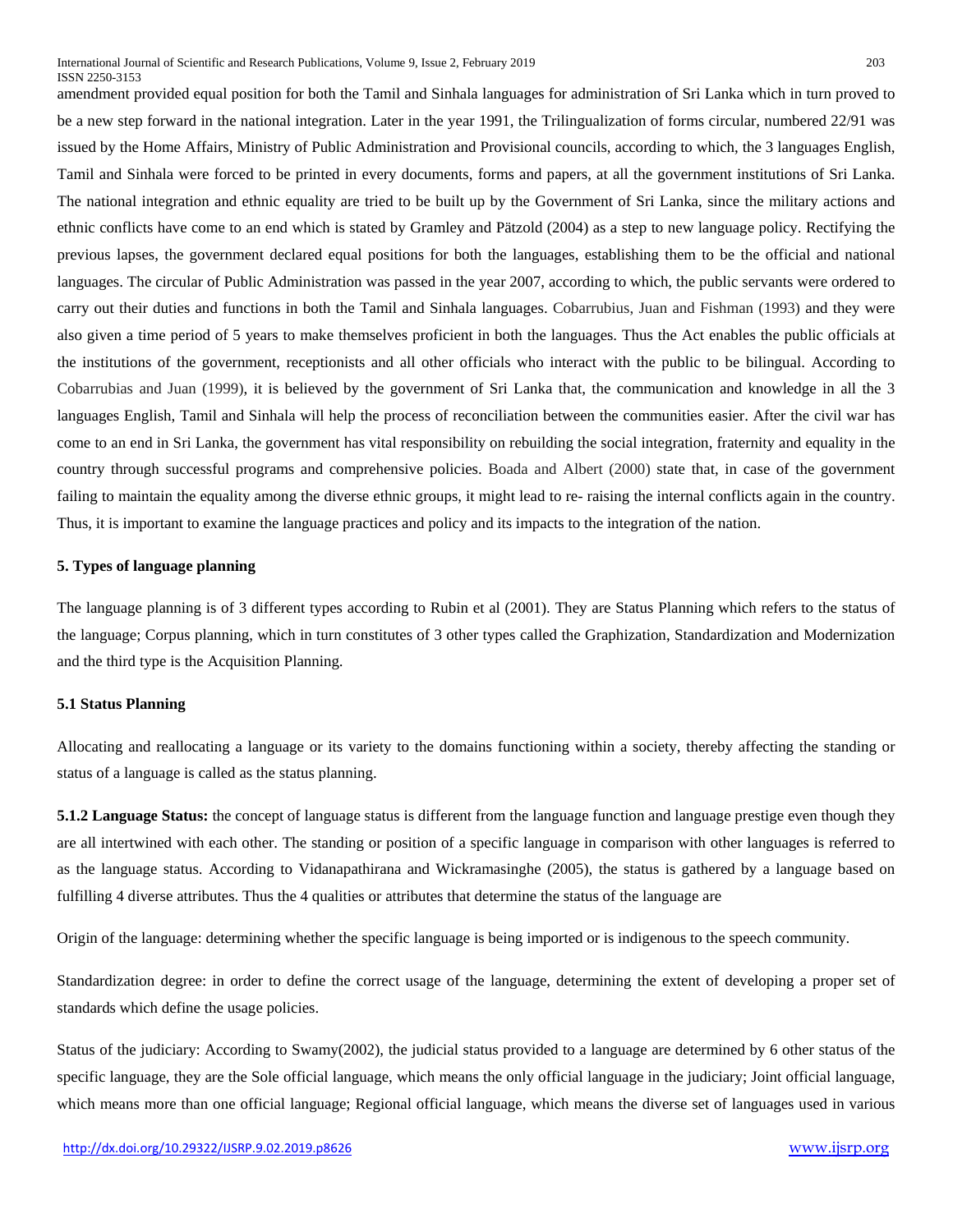amendment provided equal position for both the Tamil and Sinhala languages for administration of Sri Lanka which in turn proved to be a new step forward in the national integration. Later in the year 1991, the Trilingualization of forms circular, numbered 22/91 was issued by the Home Affairs, Ministry of Public Administration and Provisional councils, according to which, the 3 languages English, Tamil and Sinhala were forced to be printed in every documents, forms and papers, at all the government institutions of Sri Lanka. The national integration and ethnic equality are tried to be built up by the Government of Sri Lanka, since the military actions and ethnic conflicts have come to an end which is stated by Gramley and Pätzold (2004) as a step to new language policy. Rectifying the previous lapses, the government declared equal positions for both the languages, establishing them to be the official and national languages. The circular of Public Administration was passed in the year 2007, according to which, the public servants were ordered to carry out their duties and functions in both the Tamil and Sinhala languages. Cobarrubius, Juan and Fishman (1993) and they were also given a time period of 5 years to make themselves proficient in both the languages. Thus the Act enables the public officials at the institutions of the government, receptionists and all other officials who interact with the public to be bilingual. According to Cobarrubias and Juan (1999), it is believed by the government of Sri Lanka that, the communication and knowledge in all the 3 languages English, Tamil and Sinhala will help the process of reconciliation between the communities easier. After the civil war has come to an end in Sri Lanka, the government has vital responsibility on rebuilding the social integration, fraternity and equality in the country through successful programs and comprehensive policies. Boada and Albert (2000) state that, in case of the government failing to maintain the equality among the diverse ethnic groups, it might lead to re- raising the internal conflicts again in the country. Thus, it is important to examine the language practices and policy and its impacts to the integration of the nation.

## 5. Types of language planning

The language planning is of 3 different types according to Rubin et al (2001). They are Status Planning which refers to the status of the language; Corpus planning, which in turn constitutes of 3 other types called the Graphization, Standardization and Modernization and the third type is the Acquisition Planning.

### 5.1 Status Planning

Allocating and reallocating a language or its variety to the domains functioning within a society, thereby affecting the standing or status of a language is called as the status planning.

**5.1.2 Language Status:** the concept of language status is different from the language function and language prestige even though they are all intertwined with each other. The standing or position of a specific language in comparison with other languages is referred to as the language status. According to Vidanapathirana and Wickramasinghe (2005), the status is gathered by a language based on fulfilling 4 diverse attributes. Thus the 4 qualities or attributes that determine the status of the language are

Origin of the language: determining whether the specific language is being imported or is indigenous to the speech community.

Standardization degree: in order to define the correct usage of the language, determining the extent of developing a proper set of standards which define the usage policies.

Status of the judiciary: According to Swamy(2002), the judicial status provided to a language are determined by 6 other status of the specific language, they are the Sole official language, which means the only official language in the judiciary; Joint official language, which means more than one official language; Regional official language, which means the diverse set of languages used in various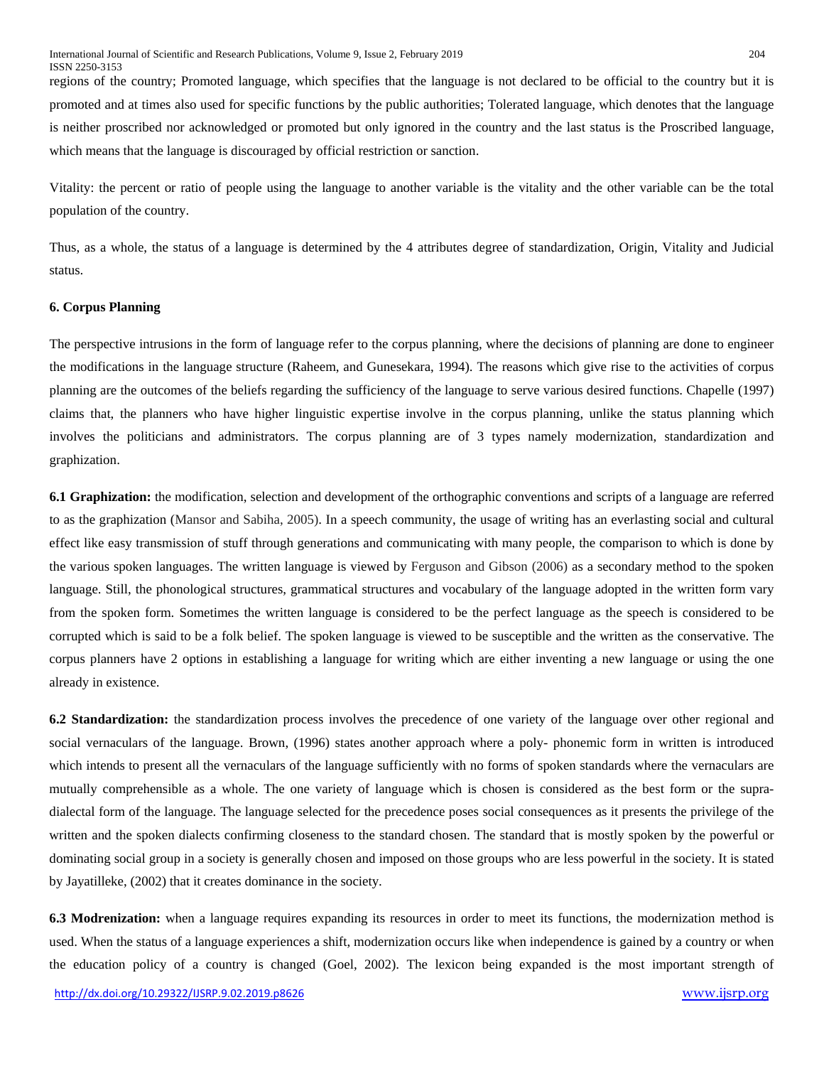regions of the country; Promoted language, which specifies that the language is not declared to be official to the country but it is promoted and at times also used for specific functions by the public authorities; Tolerated language, which denotes that the language is neither proscribed nor acknowledged or promoted but only ignored in the country and the last status is the Proscribed language, which means that the language is discouraged by official restriction or sanction.

Vitality: the percent or ratio of people using the language to another variable is the vitality and the other variable can be the total population of the country.

Thus, as a whole, the status of a language is determined by the 4 attributes degree of standardization, Origin, Vitality and Judicial status.

### 6. Corpus Planning

The perspective intrusions in the form of language refer to the corpus planning, where the decisions of planning are done to engineer the modifications in the language structure (Raheem, and Gunesekara, 1994). The reasons which give rise to the activities of corpus planning are the outcomes of the beliefs regarding the sufficiency of the language to serve various desired functions. Chapelle (1997) claims that, the planners who have higher linguistic expertise involve in the corpus planning, unlike the status planning which involves the politicians and administrators. The corpus planning are of 3 types namely modernization, standardization and graphization.

**6.1 Graphization:** the modification, selection and development of the orthographic conventions and scripts of a language are referred to as the graphization (Mansor and Sabiha, 2005). In a speech community, the usage of writing has an everlasting social and cultural effect like easy transmission of stuff through generations and communicating with many people, the comparison to which is done by the various spoken languages. The written language is viewed by Ferguson and Gibson (2006) as a secondary method to the spoken language. Still, the phonological structures, grammatical structures and vocabulary of the language adopted in the written form vary from the spoken form. Sometimes the written language is considered to be the perfect language as the speech is considered to be corrupted which is said to be a folk belief. The spoken language is viewed to be susceptible and the written as the conservative. The corpus planners have 2 options in establishing a language for writing which are either inventing a new language or using the one already in existence.

**6.2 Standardization:** the standardization process involves the precedence of one variety of the language over other regional and social vernaculars of the language. Brown, (1996) states another approach where a poly- phonemic form in written is introduced which intends to present all the vernaculars of the language sufficiently with no forms of spoken standards where the vernaculars are mutually comprehensible as a whole. The one variety of language which is chosen is considered as the best form or the supra-dialectal form of the language. The language selected for the precedence poses social consequences as it presents the privilege of the written and the spoken dialects confirming closeness to the standard chosen. The standard that is mostly spoken by the powerful or dominating social group in a society is generally chosen and imposed on those groups who are less powerful in the society. It is stated by Jayatilleke, (2002) that it creates dominance in the society.

**6.3 Modrenization:** when a language requires expanding its resources in order to meet its functions, the modernization method is used. When the status of a language experiences a shift, modernization occurs like when independence is gained by a country or when the education policy of a country is changed (Goel, 2002). The lexicon being expanded is the most important strength of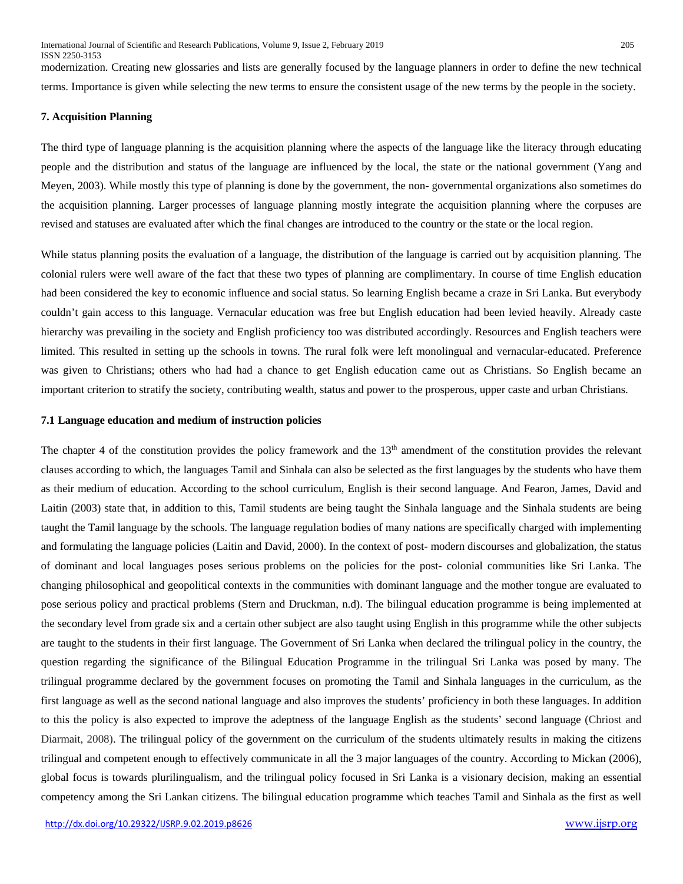modernization. Creating new glossaries and lists are generally focused by the language planners in order to define the new technical terms. Importance is given while selecting the new terms to ensure the consistent usage of the new terms by the people in the society.

## 7. Acquisition Planning

The third type of language planning is the acquisition planning where the aspects of the language like the literacy through educating people and the distribution and status of the language are influenced by the local, the state or the national government (Yang and Meyen, 2003). While mostly this type of planning is done by the government, the non- governmental organizations also sometimes do the acquisition planning. Larger processes of language planning mostly integrate the acquisition planning where the corpuses are revised and statuses are evaluated after which the final changes are introduced to the country or the state or the local region.

While status planning posits the evaluation of a language, the distribution of the language is carried out by acquisition planning. The colonial rulers were well aware of the fact that these two types of planning are complimentary. In course of time English education had been considered the key to economic influence and social status. So learning English became a craze in Sri Lanka. But everybody couldn't gain access to this language. Vernacular education was free but English education had been levied heavily. Already caste hierarchy was prevailing in the society and English proficiency too was distributed accordingly. Resources and English teachers were limited. This resulted in setting up the schools in towns. The rural folk were left monolingual and vernacular-educated. Preference was given to Christians; others who had had a chance to get English education came out as Christians. So English became an important criterion to stratify the society, contributing wealth, status and power to the prosperous, upper caste and urban Christians.

### 7.1 Language education and medium of instruction policies

The chapter 4 of the constitution provides the policy framework and the 13th amendment of the constitution provides the relevant clauses according to which, the languages Tamil and Sinhala can also be selected as the first languages by the students who have them as their medium of education. According to the school curriculum, English is their second language. And Fearon, James, David and Laitin (2003) state that, in addition to this, Tamil students are being taught the Sinhala language and the Sinhala students are being taught the Tamil language by the schools. The language regulation bodies of many nations are specifically charged with implementing and formulating the language policies (Laitin and David, 2000). In the context of post- modern discourses and globalization, the status of dominant and local languages poses serious problems on the policies for the post- colonial communities like Sri Lanka. The changing philosophical and geopolitical contexts in the communities with dominant language and the mother tongue are evaluated to pose serious policy and practical problems (Stern and Druckman, n.d). The bilingual education programme is being implemented at the secondary level from grade six and a certain other subject are also taught using English in this programme while the other subjects are taught to the students in their first language. The Government of Sri Lanka when declared the trilingual policy in the country, the question regarding the significance of the Bilingual Education Programme in the trilingual Sri Lanka was posed by many. The trilingual programme declared by the government focuses on promoting the Tamil and Sinhala languages in the curriculum, as the first language as well as the second national language and also improves the students' proficiency in both these languages. In addition to this the policy is also expected to improve the adeptness of the language English as the students' second language (Chriost and Diarmait, 2008). The trilingual policy of the government on the curriculum of the students ultimately results in making the citizens trilingual and competent enough to effectively communicate in all the 3 major languages of the country. According to Mickan (2006), global focus is towards plurilingualism, and the trilingual policy focused in Sri Lanka is a visionary decision, making an essential competency among the Sri Lankan citizens. The bilingual education programme which teaches Tamil and Sinhala as the first as well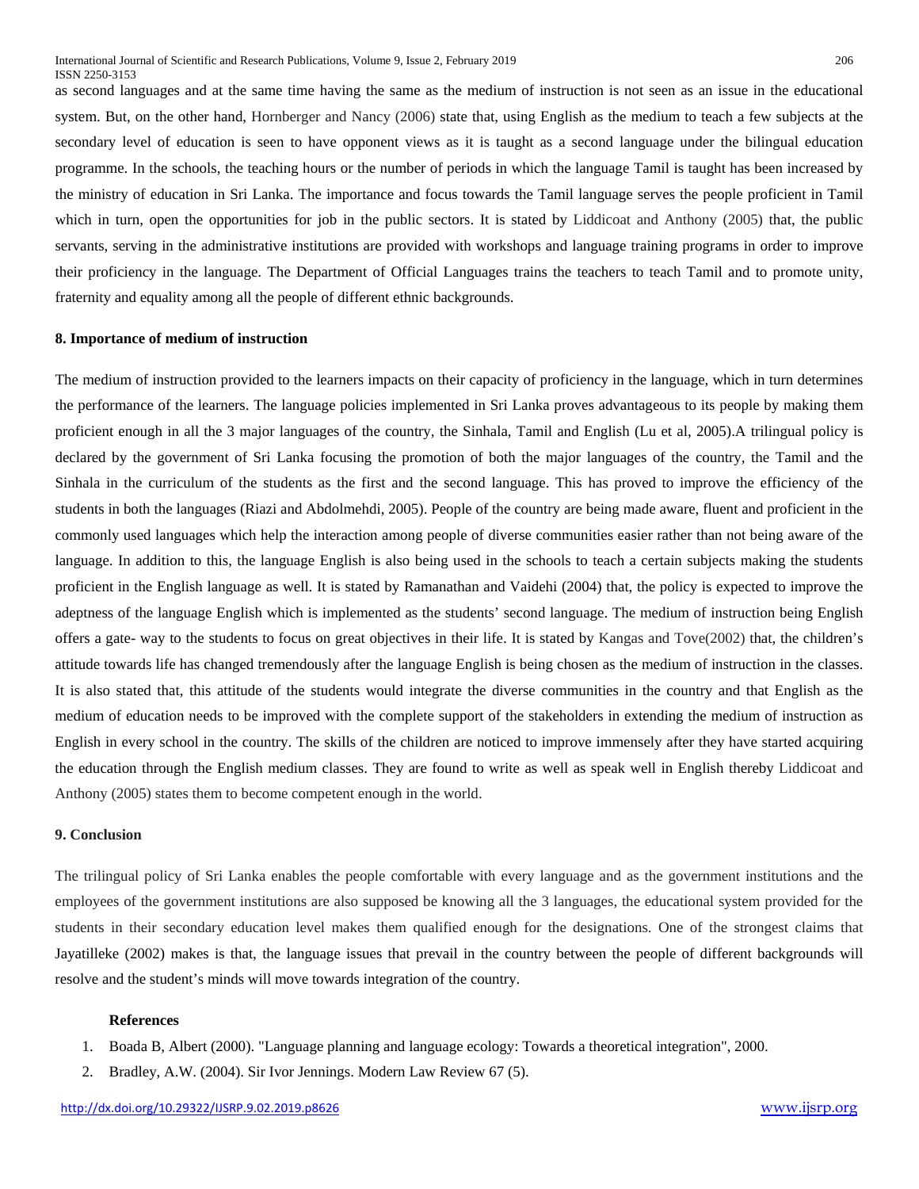as second languages and at the same time having the same as the medium of instruction is not seen as an issue in the educational system. But, on the other hand, Hornberger and Nancy (2006) state that, using English as the medium to teach a few subjects at the secondary level of education is seen to have opponent views as it is taught as a second language under the bilingual education programme. In the schools, the teaching hours or the number of periods in which the language Tamil is taught has been increased by the ministry of education in Sri Lanka. The importance and focus towards the Tamil language serves the people proficient in Tamil which in turn, open the opportunities for job in the public sectors. It is stated by Liddicoat and Anthony (2005) that, the public servants, serving in the administrative institutions are provided with workshops and language training programs in order to improve their proficiency in the language. The Department of Official Languages trains the teachers to teach Tamil and to promote unity, fraternity and equality among all the people of different ethnic backgrounds.

## 8. Importance of medium of instruction

The medium of instruction provided to the learners impacts on their capacity of proficiency in the language, which in turn determines the performance of the learners. The language policies implemented in Sri Lanka proves advantageous to its people by making them proficient enough in all the 3 major languages of the country, the Sinhala, Tamil and English (Lu et al, 2005).A trilingual policy is declared by the government of Sri Lanka focusing the promotion of both the major languages of the country, the Tamil and the Sinhala in the curriculum of the students as the first and the second language. This has proved to improve the efficiency of the students in both the languages (Riazi and Abdolmehdi, 2005). People of the country are being made aware, fluent and proficient in the commonly used languages which help the interaction among people of diverse communities easier rather than not being aware of the language. In addition to this, the language English is also being used in the schools to teach a certain subjects making the students proficient in the English language as well. It is stated by Ramanathan and Vaidehi (2004) that, the policy is expected to improve the adeptness of the language English which is implemented as the students' second language. The medium of instruction being English offers a gate- way to the students to focus on great objectives in their life. It is stated by Kangas and Tove(2002) that, the children's attitude towards life has changed tremendously after the language English is being chosen as the medium of instruction in the classes. It is also stated that, this attitude of the students would integrate the diverse communities in the country and that English as the medium of education needs to be improved with the complete support of the stakeholders in extending the medium of instruction as English in every school in the country. The skills of the children are noticed to improve immensely after they have started acquiring the education through the English medium classes. They are found to write as well as speak well in English thereby Liddicoat and Anthony (2005) states them to become competent enough in the world.

## 9. Conclusion

The trilingual policy of Sri Lanka enables the people comfortable with every language and as the government institutions and the employees of the government institutions are also supposed be knowing all the 3 languages, the educational system provided for the students in their secondary education level makes them qualified enough for the designations. One of the strongest claims that Jayatilleke (2002) makes is that, the language issues that prevail in the country between the people of different backgrounds will resolve and the student's minds will move towards integration of the country.

### References

1. Boada B, Albert (2000). "Language planning and language ecology: Towards a theoretical integration", 2000.
2. Bradley, A.W. (2004). Sir Ivor Jennings. Modern Law Review 67 (5).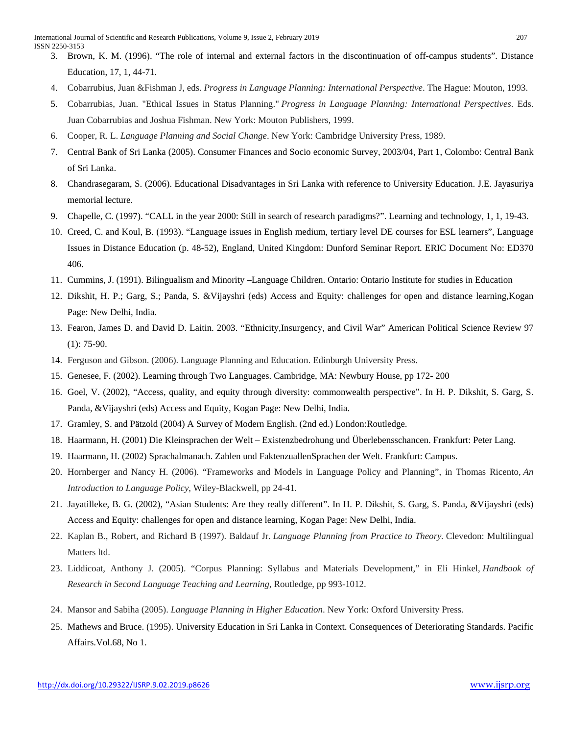3. Brown, K. M. (1996). “The role of internal and external factors in the discontinuation of off-campus students”. Distance Education, 17, 1, 44-71.
4. Cobarrubius, Juan &Fishman J, eds. *Progress in Language Planning: International Perspective*. The Hague: Mouton, 1993.
5. Cobarrubias, Juan. "Ethical Issues in Status Planning." *Progress in Language Planning: International Perspectives*. Eds. Juan Cobarrubias and Joshua Fishman. New York: Mouton Publishers, 1999.
6. Cooper, R. L. *Language Planning and Social Change*. New York: Cambridge University Press, 1989.
7. Central Bank of Sri Lanka (2005). Consumer Finances and Socio economic Survey, 2003/04, Part 1, Colombo: Central Bank of Sri Lanka.
8. Chandrasegaram, S. (2006). Educational Disadvantages in Sri Lanka with reference to University Education. J.E. Jayasuriya memorial lecture.
9. Chapelle, C. (1997). “CALL in the year 2000: Still in search of research paradigms?”. Learning and technology, 1, 1, 19-43.
10. Creed, C. and Koul, B. (1993). “Language issues in English medium, tertiary level DE courses for ESL learners”, Language Issues in Distance Education (p. 48-52), England, United Kingdom: Dunford Seminar Report. ERIC Document No: ED370 406.
11. Cummins, J. (1991). Bilingualism and Minority –Language Children. Ontario: Ontario Institute for studies in Education
12. Dikshit, H. P.; Garg, S.; Panda, S. &Vijayshri (eds) Access and Equity: challenges for open and distance learning,Kogan Page: New Delhi, India.
13. Fearon, James D. and David D. Laitin. 2003. “Ethnicity,Insurgency, and Civil War” American Political Science Review 97 (1): 75-90.
14. Ferguson and Gibson. (2006). Language Planning and Education. Edinburgh University Press.
15. Genesee, F. (2002). Learning through Two Languages. Cambridge, MA: Newbury House, pp 172- 200
16. Goel, V. (2002), “Access, quality, and equity through diversity: commonwealth perspective”. In H. P. Dikshit, S. Garg, S. Panda, &Vijayshri (eds) Access and Equity, Kogan Page: New Delhi, India.
17. Gramley, S. and Pätzold (2004) A Survey of Modern English. (2nd ed.) London:Routledge.
18. Haarmann, H. (2001) Die Kleinsprachen der Welt – Existenzbedrohung und Überlebensschancen. Frankfurt: Peter Lang.
19. Haarmann, H. (2002) Sprachalmanach. Zahlen und FaktenzuallenSprachen der Welt. Frankfurt: Campus.
20. Hornberger and Nancy H. (2006). “Frameworks and Models in Language Policy and Planning”, in Thomas Ricento, *An Introduction to Language Policy*, Wiley-Blackwell, pp 24-41.
21. Jayatilleke, B. G. (2002), “Asian Students: Are they really different”. In H. P. Dikshit, S. Garg, S. Panda, &Vijayshri (eds) Access and Equity: challenges for open and distance learning, Kogan Page: New Delhi, India.
22. Kaplan B., Robert, and Richard B (1997). Baldauf Jr. *Language Planning from Practice to Theory*. Clevedon: Multilingual Matters ltd.
23. Liddicoat, Anthony J. (2005). “Corpus Planning: Syllabus and Materials Development,” in Eli Hinkel, *Handbook of Research in Second Language Teaching and Learning*, Routledge, pp 993-1012.
24. Mansor and Sabiha (2005). *Language Planning in Higher Education*. New York: Oxford University Press.
25. Mathews and Bruce. (1995). University Education in Sri Lanka in Context. Consequences of Deteriorating Standards. Pacific Affairs.Vol.68, No 1.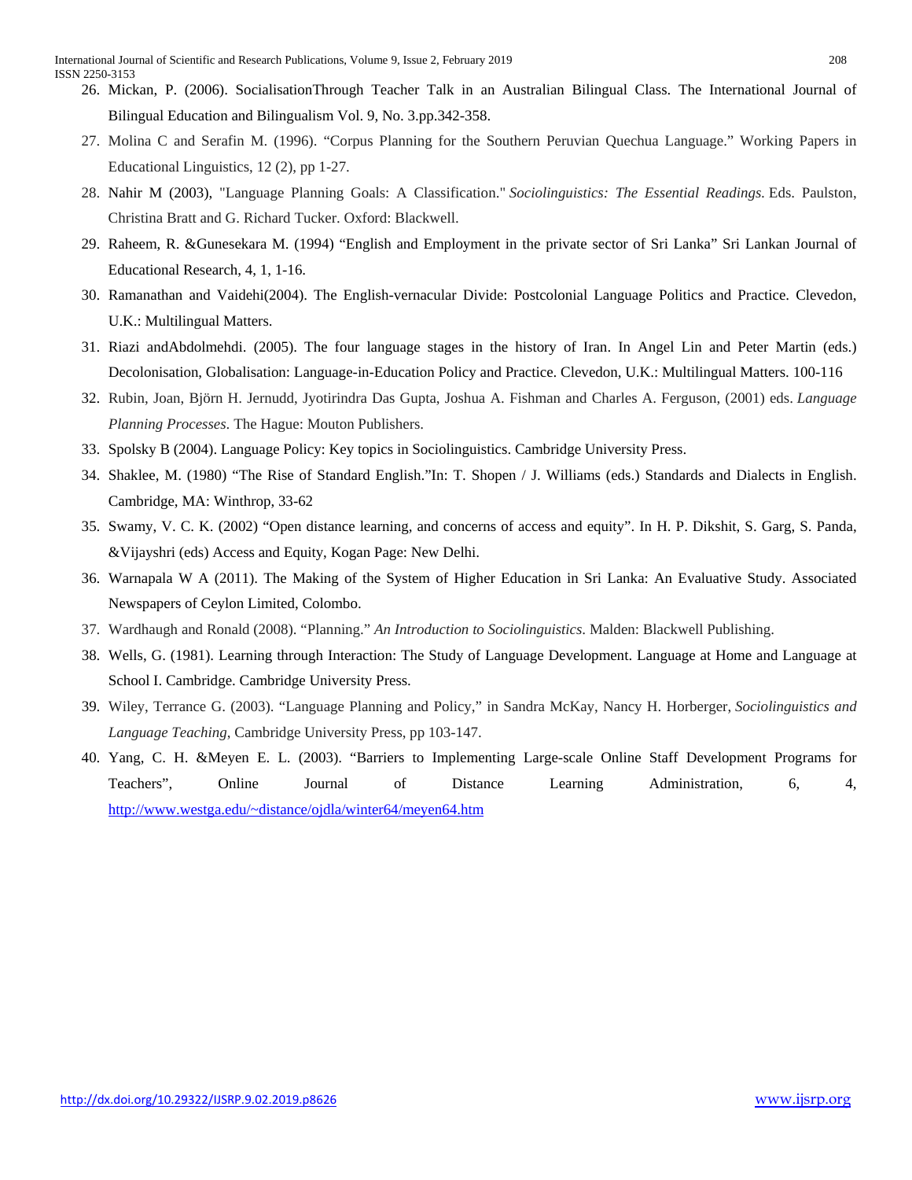26. Mickan, P. (2006). SocialisationThrough Teacher Talk in an Australian Bilingual Class. The International Journal of Bilingual Education and Bilingualism Vol. 9, No. 3.pp.342-358.
27. Molina C and Serafin M. (1996). "Corpus Planning for the Southern Peruvian Quechua Language." Working Papers in Educational Linguistics, 12 (2), pp 1-27.
28. Nahir M (2003), "Language Planning Goals: A Classification." *Sociolinguistics: The Essential Readings.* Eds. Paulston, Christina Bratt and G. Richard Tucker. Oxford: Blackwell.
29. Raheem, R. &Gunesekara M. (1994) "English and Employment in the private sector of Sri Lanka" Sri Lankan Journal of Educational Research, 4, 1, 1-16.
30. Ramanathan and Vaidehi(2004). The English-vernacular Divide: Postcolonial Language Politics and Practice. Clevedon, U.K.: Multilingual Matters.
31. Riazi andAbdolmehdi. (2005). The four language stages in the history of Iran. In Angel Lin and Peter Martin (eds.) Decolonisation, Globalisation: Language-in-Education Policy and Practice. Clevedon, U.K.: Multilingual Matters. 100-116
32. Rubin, Joan, Björn H. Jernudd, Jyotirindra Das Gupta, Joshua A. Fishman and Charles A. Ferguson, (2001) eds. *Language Planning Processes*. The Hague: Mouton Publishers.
33. Spolsky B (2004). Language Policy: Key topics in Sociolinguistics. Cambridge University Press.
34. Shaklee, M. (1980) "The Rise of Standard English."In: T. Shopen / J. Williams (eds.) Standards and Dialects in English. Cambridge, MA: Winthrop, 33-62
35. Swamy, V. C. K. (2002) "Open distance learning, and concerns of access and equity". In H. P. Dikshit, S. Garg, S. Panda, &Vijayshri (eds) Access and Equity, Kogan Page: New Delhi.
36. Warnapala W A (2011). The Making of the System of Higher Education in Sri Lanka: An Evaluative Study. Associated Newspapers of Ceylon Limited, Colombo.
37. Wardhaugh and Ronald (2008). "Planning." *An Introduction to Sociolinguistics*. Malden: Blackwell Publishing.
38. Wells, G. (1981). Learning through Interaction: The Study of Language Development. Language at Home and Language at School I. Cambridge. Cambridge University Press.
39. Wiley, Terrance G. (2003). "Language Planning and Policy," in Sandra McKay, Nancy H. Horberger, *Sociolinguistics and Language Teaching*, Cambridge University Press, pp 103-147.
40. Yang, C. H. &Meyen E. L. (2003). "Barriers to Implementing Large-scale Online Staff Development Programs for Teachers", Online Journal of Distance Learning Administration, 6, 4, http://www.westga.edu/~distance/ojdla/winter64/meyen64.htm